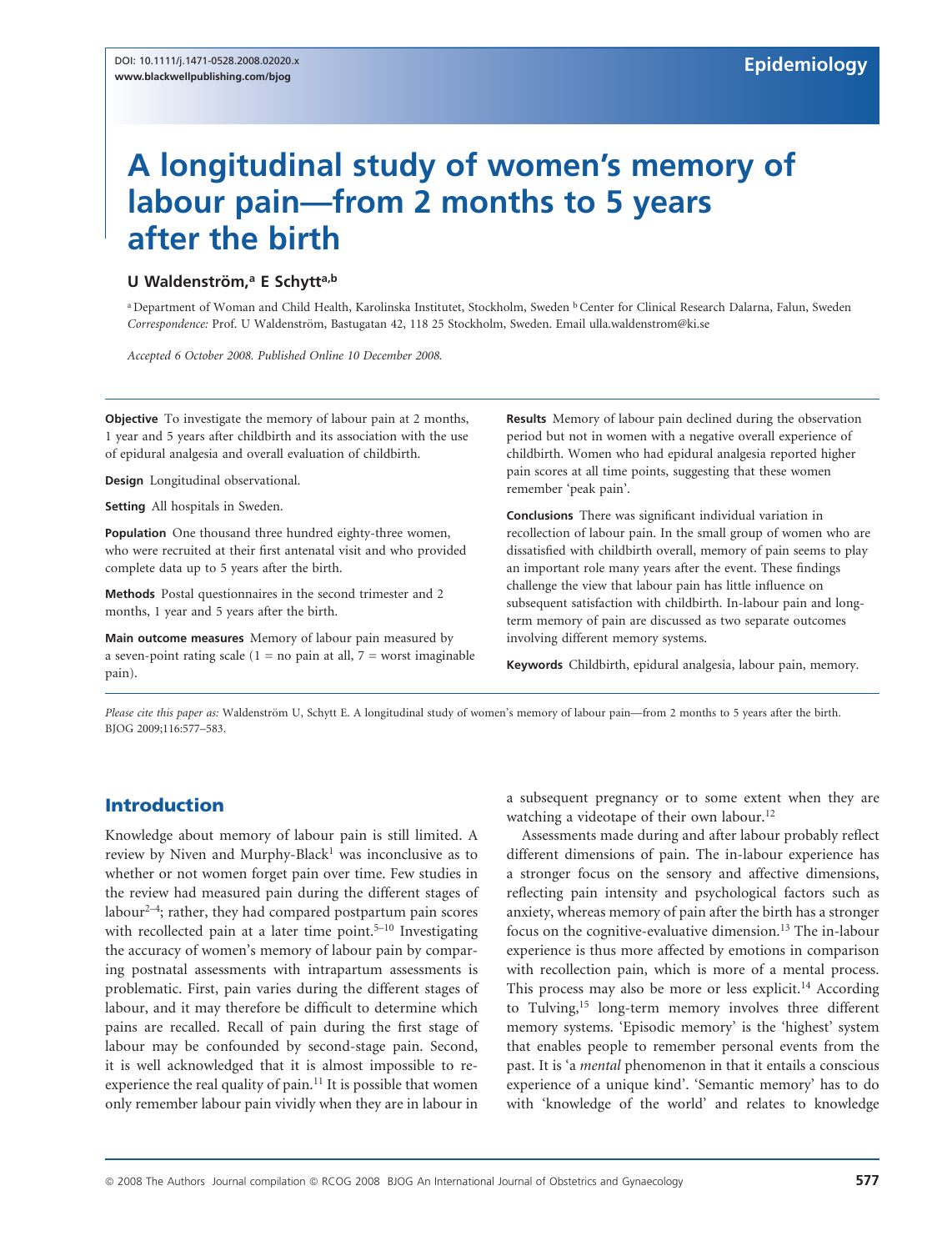DOI: 10.1111/j.1471-0528.2008.02020.x
www.blackwellpublishing.com/bjog

Epidemiology

# A longitudinal study of women's memory of labour pain—from 2 months to 5 years after the birth

**U Waldenström,[a] E Schytt[a,b]**

[a] Department of Woman and Child Health, Karolinska Institutet, Stockholm, Sweden [b] Center for Clinical Research Dalarna, Falun, Sweden
*Correspondence:* Prof. U Waldenström, Bastugatan 42, 118 25 Stockholm, Sweden. Email ulla.waldenstrom@ki.se

*Accepted 6 October 2008. Published Online 10 December 2008.*

**Objective** To investigate the memory of labour pain at 2 months, 1 year and 5 years after childbirth and its association with the use of epidural analgesia and overall evaluation of childbirth.

**Design** Longitudinal observational.

**Setting** All hospitals in Sweden.

**Population** One thousand three hundred eighty-three women, who were recruited at their first antenatal visit and who provided complete data up to 5 years after the birth.

**Methods** Postal questionnaires in the second trimester and 2 months, 1 year and 5 years after the birth.

**Main outcome measures** Memory of labour pain measured by a seven-point rating scale (1 = no pain at all, 7 = worst imaginable pain).

**Results** Memory of labour pain declined during the observation period but not in women with a negative overall experience of childbirth. Women who had epidural analgesia reported higher pain scores at all time points, suggesting that these women remember 'peak pain'.

**Conclusions** There was significant individual variation in recollection of labour pain. In the small group of women who are dissatisfied with childbirth overall, memory of pain seems to play an important role many years after the event. These findings challenge the view that labour pain has little influence on subsequent satisfaction with childbirth. In-labour pain and long-term memory of pain are discussed as two separate outcomes involving different memory systems.

**Keywords** Childbirth, epidural analgesia, labour pain, memory.

*Please cite this paper as:* Waldenström U, Schytt E. A longitudinal study of women's memory of labour pain—from 2 months to 5 years after the birth. BJOG 2009;116:577–583.

## Introduction

Knowledge about memory of labour pain is still limited. A review by Niven and Murphy-Black[1] was inconclusive as to whether or not women forget pain over time. Few studies in the review had measured pain during the different stages of labour[2–4]; rather, they had compared postpartum pain scores with recollected pain at a later time point.[5–10] Investigating the accuracy of women's memory of labour pain by comparing postnatal assessments with intrapartum assessments is problematic. First, pain varies during the different stages of labour, and it may therefore be difficult to determine which pains are recalled. Recall of pain during the first stage of labour may be confounded by second-stage pain. Second, it is well acknowledged that it is almost impossible to re-experience the real quality of pain.[11] It is possible that women only remember labour pain vividly when they are in labour in a subsequent pregnancy or to some extent when they are watching a videotape of their own labour.[12]

Assessments made during and after labour probably reflect different dimensions of pain. The in-labour experience has a stronger focus on the sensory and affective dimensions, reflecting pain intensity and psychological factors such as anxiety, whereas memory of pain after the birth has a stronger focus on the cognitive-evaluative dimension.[13] The in-labour experience is thus more affected by emotions in comparison with recollection pain, which is more of a mental process. This process may also be more or less explicit.[14] According to Tulving,[15] long-term memory involves three different memory systems. 'Episodic memory' is the 'highest' system that enables people to remember personal events from the past. It is 'a *mental* phenomenon in that it entails a conscious experience of a unique kind'. 'Semantic memory' has to do with 'knowledge of the world' and relates to knowledge

© 2008 The Authors Journal compilation © RCOG 2008 BJOG An International Journal of Obstetrics and Gynaecology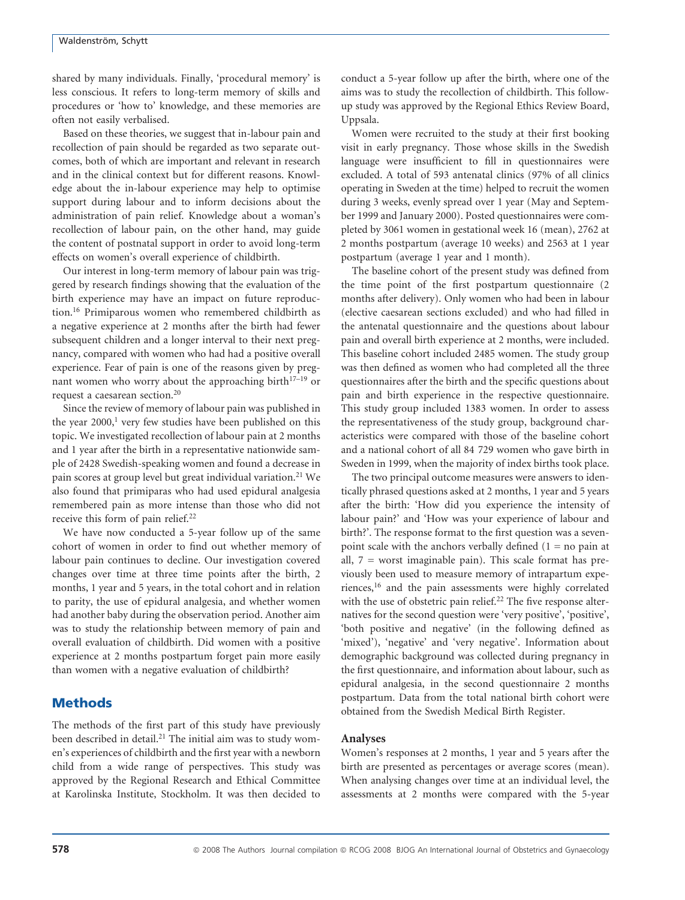shared by many individuals. Finally, 'procedural memory' is less conscious. It refers to long-term memory of skills and procedures or 'how to' knowledge, and these memories are often not easily verbalised.

Based on these theories, we suggest that in-labour pain and recollection of pain should be regarded as two separate outcomes, both of which are important and relevant in research and in the clinical context but for different reasons. Knowledge about the in-labour experience may help to optimise support during labour and to inform decisions about the administration of pain relief. Knowledge about a woman's recollection of labour pain, on the other hand, may guide the content of postnatal support in order to avoid long-term effects on women's overall experience of childbirth.

Our interest in long-term memory of labour pain was triggered by research findings showing that the evaluation of the birth experience may have an impact on future reproduction.[16] Primiparous women who remembered childbirth as a negative experience at 2 months after the birth had fewer subsequent children and a longer interval to their next pregnancy, compared with women who had had a positive overall experience. Fear of pain is one of the reasons given by pregnant women who worry about the approaching birth[17–19] or request a caesarean section.[20]

Since the review of memory of labour pain was published in the year 2000,[1] very few studies have been published on this topic. We investigated recollection of labour pain at 2 months and 1 year after the birth in a representative nationwide sample of 2428 Swedish-speaking women and found a decrease in pain scores at group level but great individual variation.[21] We also found that primiparas who had used epidural analgesia remembered pain as more intense than those who did not receive this form of pain relief.[22]

We have now conducted a 5-year follow up of the same cohort of women in order to find out whether memory of labour pain continues to decline. Our investigation covered changes over time at three time points after the birth, 2 months, 1 year and 5 years, in the total cohort and in relation to parity, the use of epidural analgesia, and whether women had another baby during the observation period. Another aim was to study the relationship between memory of pain and overall evaluation of childbirth. Did women with a positive experience at 2 months postpartum forget pain more easily than women with a negative evaluation of childbirth?

## Methods

The methods of the first part of this study have previously been described in detail.[21] The initial aim was to study women's experiences of childbirth and the first year with a newborn child from a wide range of perspectives. This study was approved by the Regional Research and Ethical Committee at Karolinska Institute, Stockholm. It was then decided to conduct a 5-year follow up after the birth, where one of the aims was to study the recollection of childbirth. This follow-up study was approved by the Regional Ethics Review Board, Uppsala.

Women were recruited to the study at their first booking visit in early pregnancy. Those whose skills in the Swedish language were insufficient to fill in questionnaires were excluded. A total of 593 antenatal clinics (97% of all clinics operating in Sweden at the time) helped to recruit the women during 3 weeks, evenly spread over 1 year (May and September 1999 and January 2000). Posted questionnaires were completed by 3061 women in gestational week 16 (mean), 2762 at 2 months postpartum (average 10 weeks) and 2563 at 1 year postpartum (average 1 year and 1 month).

The baseline cohort of the present study was defined from the time point of the first postpartum questionnaire (2 months after delivery). Only women who had been in labour (elective caesarean sections excluded) and who had filled in the antenatal questionnaire and the questions about labour pain and overall birth experience at 2 months, were included. This baseline cohort included 2485 women. The study group was then defined as women who had completed all the three questionnaires after the birth and the specific questions about pain and birth experience in the respective questionnaire. This study group included 1383 women. In order to assess the representativeness of the study group, background characteristics were compared with those of the baseline cohort and a national cohort of all 84 729 women who gave birth in Sweden in 1999, when the majority of index births took place.

The two principal outcome measures were answers to identically phrased questions asked at 2 months, 1 year and 5 years after the birth: 'How did you experience the intensity of labour pain?' and 'How was your experience of labour and birth?'. The response format to the first question was a seven-point scale with the anchors verbally defined (1 = no pain at all, 7 = worst imaginable pain). This scale format has previously been used to measure memory of intrapartum experiences,[16] and the pain assessments were highly correlated with the use of obstetric pain relief.[22] The five response alternatives for the second question were 'very positive', 'positive', 'both positive and negative' (in the following defined as 'mixed'), 'negative' and 'very negative'. Information about demographic background was collected during pregnancy in the first questionnaire, and information about labour, such as epidural analgesia, in the second questionnaire 2 months postpartum. Data from the total national birth cohort were obtained from the Swedish Medical Birth Register.

### Analyses

Women's responses at 2 months, 1 year and 5 years after the birth are presented as percentages or average scores (mean). When analysing changes over time at an individual level, the assessments at 2 months were compared with the 5-year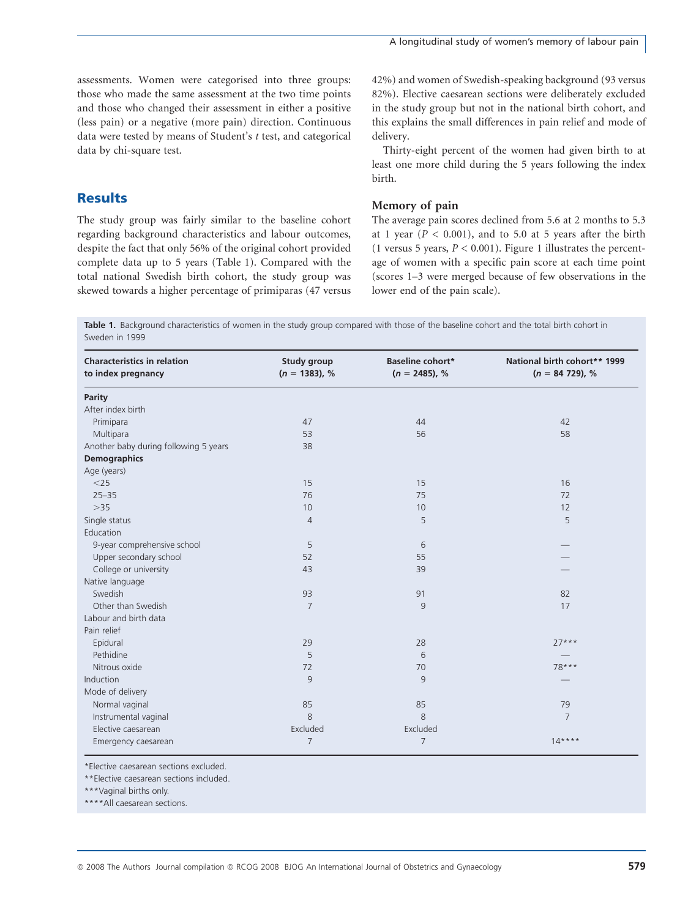assessments. Women were categorised into three groups: those who made the same assessment at the two time points and those who changed their assessment in either a positive (less pain) or a negative (more pain) direction. Continuous data were tested by means of Student's *t* test, and categorical data by chi-square test.

## Results

The study group was fairly similar to the baseline cohort regarding background characteristics and labour outcomes, despite the fact that only 56% of the original cohort provided complete data up to 5 years (Table 1). Compared with the total national Swedish birth cohort, the study group was skewed towards a higher percentage of primiparas (47 versus 42%) and women of Swedish-speaking background (93 versus 82%). Elective caesarean sections were deliberately excluded in the study group but not in the national birth cohort, and this explains the small differences in pain relief and mode of delivery.

Thirty-eight percent of the women had given birth to at least one more child during the 5 years following the index birth.

### Memory of pain

The average pain scores declined from 5.6 at 2 months to 5.3 at 1 year ($P < 0.001$), and to 5.0 at 5 years after the birth (1 versus 5 years, $P < 0.001$). Figure 1 illustrates the percentage of women with a specific pain score at each time point (scores 1–3 were merged because of few observations in the lower end of the pain scale).

**Table 1.** Background characteristics of women in the study group compared with those of the baseline cohort and the total birth cohort in Sweden in 1999

| Characteristics in relation to index pregnancy | Study group ($n$ = 1383), % | Baseline cohort* ($n$ = 2485), % | National birth cohort** 1999 ($n$ = 84 729), % |
|---|---|---|---|
| **Parity** | | | |
| After index birth | | | |
| Primipara | 47 | 44 | 42 |
| Multipara | 53 | 56 | 58 |
| Another baby during following 5 years | 38 | | |
| **Demographics** | | | |
| Age (years) | | | |
| <25 | 15 | 15 | 16 |
| 25–35 | 76 | 75 | 72 |
| >35 | 10 | 10 | 12 |
| Single status | 4 | 5 | 5 |
| Education | | | |
| 9-year comprehensive school | 5 | 6 | — |
| Upper secondary school | 52 | 55 | — |
| College or university | 43 | 39 | — |
| Native language | | | |
| Swedish | 93 | 91 | 82 |
| Other than Swedish | 7 | 9 | 17 |
| Labour and birth data | | | |
| Pain relief | | | |
| Epidural | 29 | 28 | 27*** |
| Pethidine | 5 | 6 | — |
| Nitrous oxide | 72 | 70 | 78*** |
| Induction | 9 | 9 | — |
| Mode of delivery | | | |
| Normal vaginal | 85 | 85 | 79 |
| Instrumental vaginal | 8 | 8 | 7 |
| Elective caesarean | Excluded | Excluded | |
| Emergency caesarean | 7 | 7 | 14**** |

*Elective caesarean sections excluded.

**Elective caesarean sections included.

***Vaginal births only.

****All caesarean sections.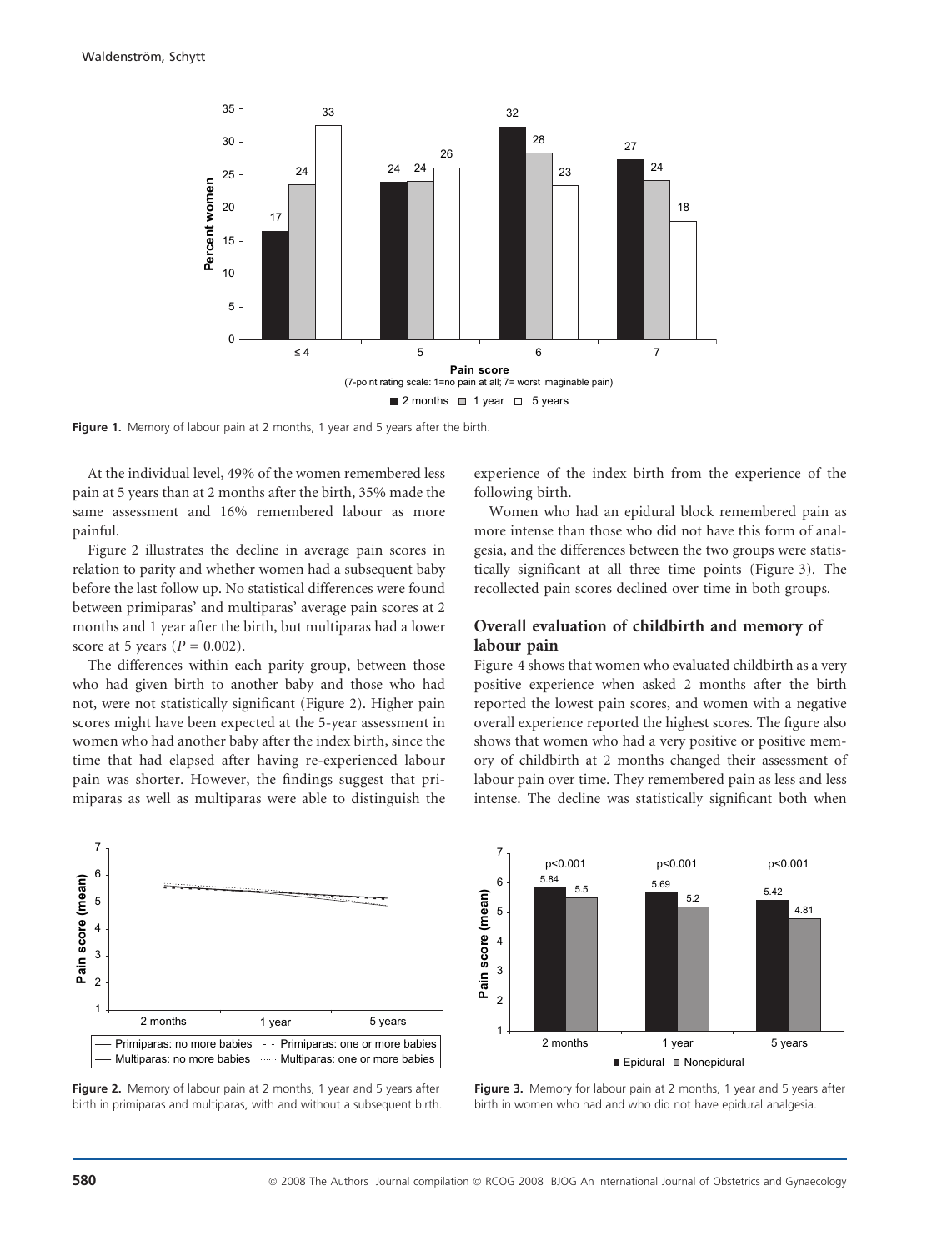Figure 1. Memory of labour pain at 2 months, 1 year and 5 years after the birth.

At the individual level, 49% of the women remembered less pain at 5 years than at 2 months after the birth, 35% made the same assessment and 16% remembered labour as more painful.

Figure 2 illustrates the decline in average pain scores in relation to parity and whether women had a subsequent baby before the last follow up. No statistical differences were found between primiparas' and multiparas' average pain scores at 2 months and 1 year after the birth, but multiparas had a lower score at 5 years ($P = 0.002$).

The differences within each parity group, between those who had given birth to another baby and those who had not, were not statistically significant (Figure 2). Higher pain scores might have been expected at the 5-year assessment in women who had another baby after the index birth, since the time that had elapsed after having re-experienced labour pain was shorter. However, the findings suggest that primiparas as well as multiparas were able to distinguish the experience of the index birth from the experience of the following birth.

Women who had an epidural block remembered pain as more intense than those who did not have this form of analgesia, and the differences between the two groups were statistically significant at all three time points (Figure 3). The recollected pain scores declined over time in both groups.

## Overall evaluation of childbirth and memory of labour pain

Figure 4 shows that women who evaluated childbirth as a very positive experience when asked 2 months after the birth reported the lowest pain scores, and women with a negative overall experience reported the highest scores. The figure also shows that women who had a very positive or positive memory of childbirth at 2 months changed their assessment of labour pain over time. They remembered pain as less and less intense. The decline was statistically significant both when

Figure 2. Memory of labour pain at 2 months, 1 year and 5 years after birth in primiparas and multiparas, with and without a subsequent birth.

Figure 3. Memory for labour pain at 2 months, 1 year and 5 years after birth in women who had and who did not have epidural analgesia.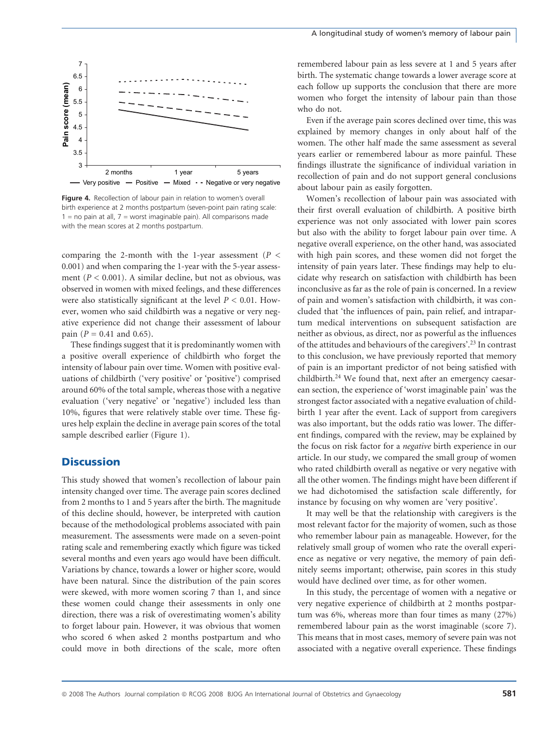7
6.5
6
5.5
5
4.5
4
3.5
3

Pain score (mean)

2 months
1 year
5 years

Very positive — Positive — Mixed - - Negative or very negative

**Figure 4.** Recollection of labour pain in relation to women's overall birth experience at 2 months postpartum (seven-point pain rating scale: 1 = no pain at all, 7 = worst imaginable pain). All comparisons made with the mean scores at 2 months postpartum.

comparing the 2-month with the 1-year assessment ($P < 0.001$) and when comparing the 1-year with the 5-year assessment ($P < 0.001$). A similar decline, but not as obvious, was observed in women with mixed feelings, and these differences were also statistically significant at the level $P < 0.01$. However, women who said childbirth was a negative or very negative experience did not change their assessment of labour pain ($P = 0.41$ and $0.65$).

These findings suggest that it is predominantly women with a positive overall experience of childbirth who forget the intensity of labour pain over time. Women with positive evaluations of childbirth ('very positive' or 'positive') comprised around 60% of the total sample, whereas those with a negative evaluation ('very negative' or 'negative') included less than 10%, figures that were relatively stable over time. These figures help explain the decline in average pain scores of the total sample described earlier (Figure 1).

## Discussion

This study showed that women's recollection of labour pain intensity changed over time. The average pain scores declined from 2 months to 1 and 5 years after the birth. The magnitude of this decline should, however, be interpreted with caution because of the methodological problems associated with pain measurement. The assessments were made on a seven-point rating scale and remembering exactly which figure was ticked several months and even years ago would have been difficult. Variations by chance, towards a lower or higher score, would have been natural. Since the distribution of the pain scores were skewed, with more women scoring 7 than 1, and since these women could change their assessments in only one direction, there was a risk of overestimating women's ability to forget labour pain. However, it was obvious that women who scored 6 when asked 2 months postpartum and who could move in both directions of the scale, more often remembered labour pain as less severe at 1 and 5 years after birth. The systematic change towards a lower average score at each follow up supports the conclusion that there are more women who forget the intensity of labour pain than those who do not.

Even if the average pain scores declined over time, this was explained by memory changes in only about half of the women. The other half made the same assessment as several years earlier or remembered labour as more painful. These findings illustrate the significance of individual variation in recollection of pain and do not support general conclusions about labour pain as easily forgotten.

Women's recollection of labour pain was associated with their first overall evaluation of childbirth. A positive birth experience was not only associated with lower pain scores but also with the ability to forget labour pain over time. A negative overall experience, on the other hand, was associated with high pain scores, and these women did not forget the intensity of pain years later. These findings may help to elucidate why research on satisfaction with childbirth has been inconclusive as far as the role of pain is concerned. In a review of pain and women's satisfaction with childbirth, it was concluded that 'the influences of pain, pain relief, and intrapartum medical interventions on subsequent satisfaction are neither as obvious, as direct, nor as powerful as the influences of the attitudes and behaviours of the caregivers'.[23] In contrast to this conclusion, we have previously reported that memory of pain is an important predictor of not being satisfied with childbirth.[24] We found that, next after an emergency caesarean section, the experience of 'worst imaginable pain' was the strongest factor associated with a negative evaluation of childbirth 1 year after the event. Lack of support from caregivers was also important, but the odds ratio was lower. The different findings, compared with the review, may be explained by the focus on risk factor for a *negative* birth experience in our article. In our study, we compared the small group of women who rated childbirth overall as negative or very negative with all the other women. The findings might have been different if we had dichotomised the satisfaction scale differently, for instance by focusing on why women are 'very positive'.

It may well be that the relationship with caregivers is the most relevant factor for the majority of women, such as those who remember labour pain as manageable. However, for the relatively small group of women who rate the overall experience as negative or very negative, the memory of pain definitely seems important; otherwise, pain scores in this study would have declined over time, as for other women.

In this study, the percentage of women with a negative or very negative experience of childbirth at 2 months postpartum was 6%, whereas more than four times as many (27%) remembered labour pain as the worst imaginable (score 7). This means that in most cases, memory of severe pain was not associated with a negative overall experience. These findings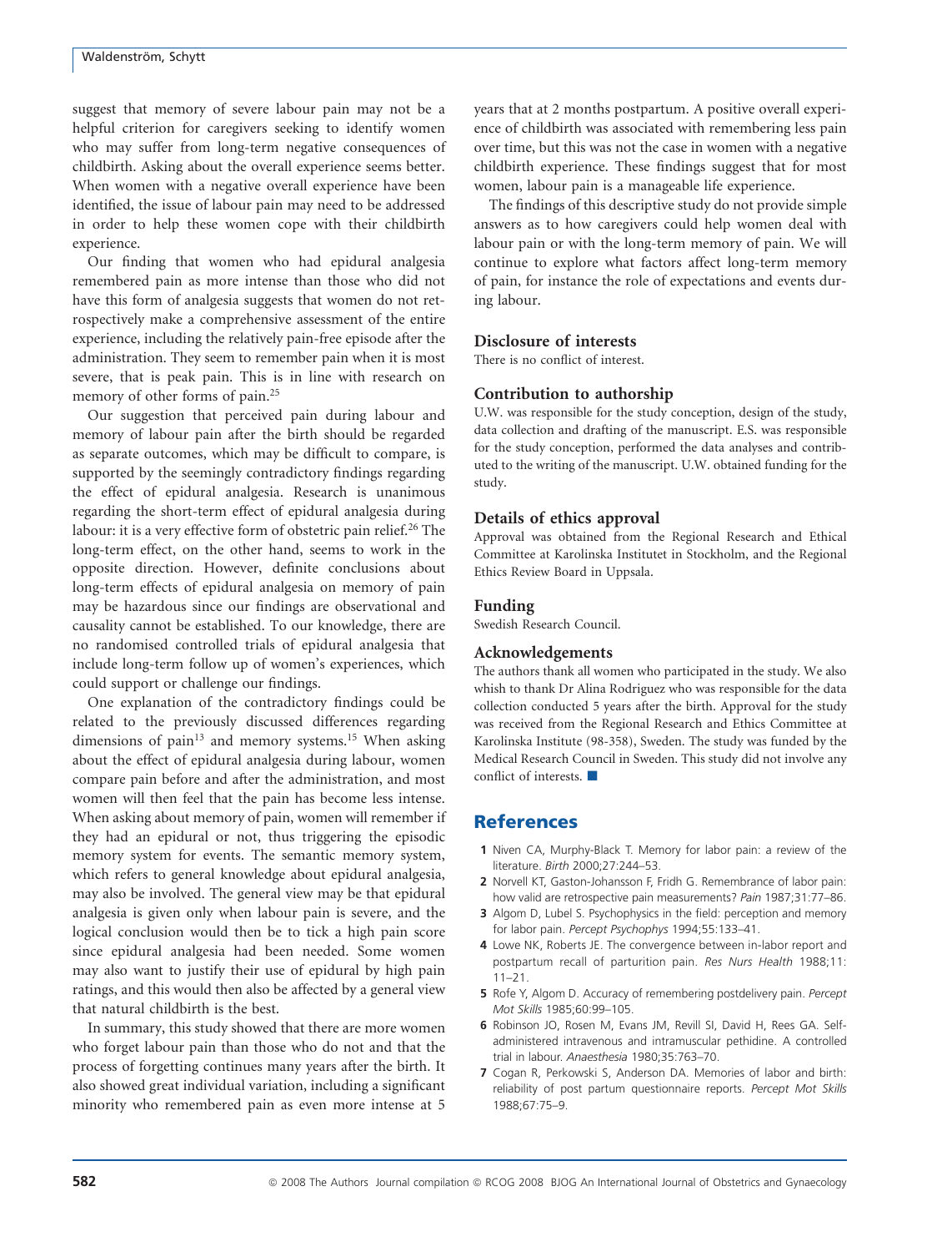suggest that memory of severe labour pain may not be a helpful criterion for caregivers seeking to identify women who may suffer from long-term negative consequences of childbirth. Asking about the overall experience seems better. When women with a negative overall experience have been identified, the issue of labour pain may need to be addressed in order to help these women cope with their childbirth experience.

Our finding that women who had epidural analgesia remembered pain as more intense than those who did not have this form of analgesia suggests that women do not retrospectively make a comprehensive assessment of the entire experience, including the relatively pain-free episode after the administration. They seem to remember pain when it is most severe, that is peak pain. This is in line with research on memory of other forms of pain.[25]

Our suggestion that perceived pain during labour and memory of labour pain after the birth should be regarded as separate outcomes, which may be difficult to compare, is supported by the seemingly contradictory findings regarding the effect of epidural analgesia. Research is unanimous regarding the short-term effect of epidural analgesia during labour: it is a very effective form of obstetric pain relief.[26] The long-term effect, on the other hand, seems to work in the opposite direction. However, definite conclusions about long-term effects of epidural analgesia on memory of pain may be hazardous since our findings are observational and causality cannot be established. To our knowledge, there are no randomised controlled trials of epidural analgesia that include long-term follow up of women's experiences, which could support or challenge our findings.

One explanation of the contradictory findings could be related to the previously discussed differences regarding dimensions of pain[13] and memory systems.[15] When asking about the effect of epidural analgesia during labour, women compare pain before and after the administration, and most women will then feel that the pain has become less intense. When asking about memory of pain, women will remember if they had an epidural or not, thus triggering the episodic memory system for events. The semantic memory system, which refers to general knowledge about epidural analgesia, may also be involved. The general view may be that epidural analgesia is given only when labour pain is severe, and the logical conclusion would then be to tick a high pain score since epidural analgesia had been needed. Some women may also want to justify their use of epidural by high pain ratings, and this would then also be affected by a general view that natural childbirth is the best.

In summary, this study showed that there are more women who forget labour pain than those who do not and that the process of forgetting continues many years after the birth. It also showed great individual variation, including a significant minority who remembered pain as even more intense at 5 years that at 2 months postpartum. A positive overall experience of childbirth was associated with remembering less pain over time, but this was not the case in women with a negative childbirth experience. These findings suggest that for most women, labour pain is a manageable life experience.

The findings of this descriptive study do not provide simple answers as to how caregivers could help women deal with labour pain or with the long-term memory of pain. We will continue to explore what factors affect long-term memory of pain, for instance the role of expectations and events during labour.

### Disclosure of interests

There is no conflict of interest.

### Contribution to authorship

U.W. was responsible for the study conception, design of the study, data collection and drafting of the manuscript. E.S. was responsible for the study conception, performed the data analyses and contributed to the writing of the manuscript. U.W. obtained funding for the study.

### Details of ethics approval

Approval was obtained from the Regional Research and Ethical Committee at Karolinska Institutet in Stockholm, and the Regional Ethics Review Board in Uppsala.

### Funding

Swedish Research Council.

### Acknowledgements

The authors thank all women who participated in the study. We also whish to thank Dr Alina Rodriguez who was responsible for the data collection conducted 5 years after the birth. Approval for the study was received from the Regional Research and Ethics Committee at Karolinska Institute (98-358), Sweden. The study was funded by the Medical Research Council in Sweden. This study did not involve any conflict of interests.

## References

1. Niven CA, Murphy-Black T. Memory for labor pain: a review of the literature. *Birth* 2000;27:244–53.
2. Norvell KT, Gaston-Johansson F, Fridh G. Remembrance of labor pain: how valid are retrospective pain measurements? *Pain* 1987;31:77–86.
3. Algom D, Lubel S. Psychophysics in the field: perception and memory for labor pain. *Percept Psychophys* 1994;55:133–41.
4. Lowe NK, Roberts JE. The convergence between in-labor report and postpartum recall of parturition pain. *Res Nurs Health* 1988;11:11–21.
5. Rofe Y, Algom D. Accuracy of remembering postdelivery pain. *Percept Mot Skills* 1985;60:99–105.
6. Robinson JO, Rosen M, Evans JM, Revill SI, David H, Rees GA. Self-administered intravenous and intramuscular pethidine. A controlled trial in labour. *Anaesthesia* 1980;35:763–70.
7. Cogan R, Perkowski S, Anderson DA. Memories of labor and birth: reliability of post partum questionnaire reports. *Percept Mot Skills* 1988;67:75–9.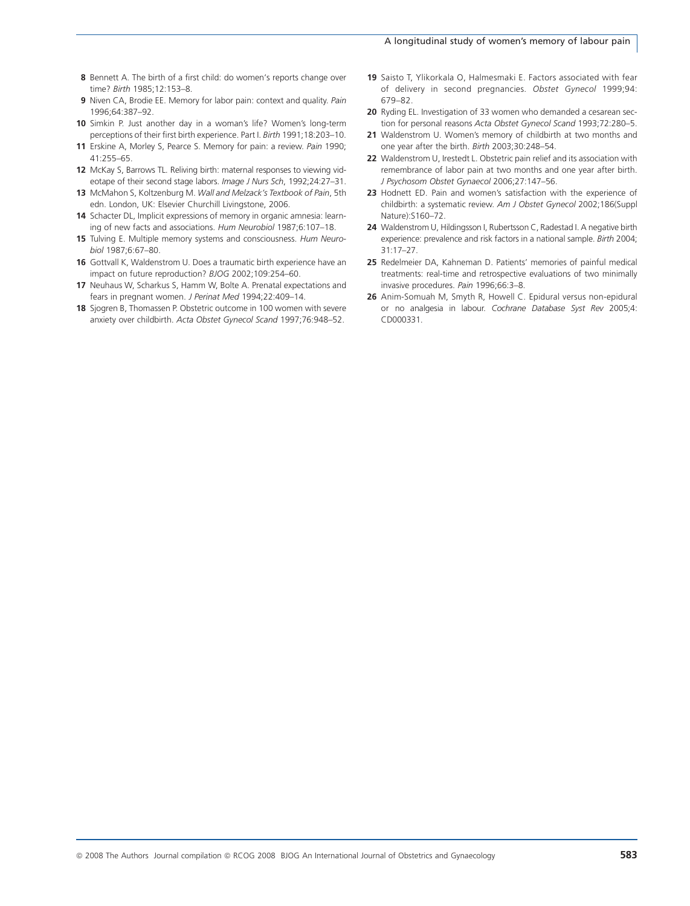8 Bennett A. The birth of a first child: do women's reports change over time? *Birth* 1985;12:153–8.

9 Niven CA, Brodie EE. Memory for labor pain: context and quality. *Pain* 1996;64:387–92.

10 Simkin P. Just another day in a woman's life? Women's long-term perceptions of their first birth experience. Part I. *Birth* 1991;18:203–10.

11 Erskine A, Morley S, Pearce S. Memory for pain: a review. *Pain* 1990; 41:255–65.

12 McKay S, Barrows TL. Reliving birth: maternal responses to viewing videotape of their second stage labors. *Image J Nurs Sch*, 1992;24:27–31.

13 McMahon S, Koltzenburg M. *Wall and Melzack's Textbook of Pain*, 5th edn. London, UK: Elsevier Churchill Livingstone, 2006.

14 Schacter DL, Implicit expressions of memory in organic amnesia: learning of new facts and associations. *Hum Neurobiol* 1987;6:107–18.

15 Tulving E. Multiple memory systems and consciousness. *Hum Neurobiol* 1987;6:67–80.

16 Gottvall K, Waldenstrom U. Does a traumatic birth experience have an impact on future reproduction? *BJOG* 2002;109:254–60.

17 Neuhaus W, Scharkus S, Hamm W, Bolte A. Prenatal expectations and fears in pregnant women. *J Perinat Med* 1994;22:409–14.

18 Sjogren B, Thomassen P. Obstetric outcome in 100 women with severe anxiety over childbirth. *Acta Obstet Gynecol Scand* 1997;76:948–52.

19 Saisto T, Ylikorkala O, Halmesmaki E. Factors associated with fear of delivery in second pregnancies. *Obstet Gynecol* 1999;94: 679–82.

20 Ryding EL. Investigation of 33 women who demanded a cesarean section for personal reasons *Acta Obstet Gynecol Scand* 1993;72:280–5.

21 Waldenstrom U. Women's memory of childbirth at two months and one year after the birth. *Birth* 2003;30:248–54.

22 Waldenstrom U, Irestedt L. Obstetric pain relief and its association with remembrance of labor pain at two months and one year after birth. *J Psychosom Obstet Gynaecol* 2006;27:147–56.

23 Hodnett ED. Pain and women's satisfaction with the experience of childbirth: a systematic review. *Am J Obstet Gynecol* 2002;186(Suppl Nature):S160–72.

24 Waldenstrom U, Hildingsson I, Rubertsson C, Radestad I. A negative birth experience: prevalence and risk factors in a national sample. *Birth* 2004; 31:17–27.

25 Redelmeier DA, Kahneman D. Patients' memories of painful medical treatments: real-time and retrospective evaluations of two minimally invasive procedures. *Pain* 1996;66:3–8.

26 Anim-Somuah M, Smyth R, Howell C. Epidural versus non-epidural or no analgesia in labour. *Cochrane Database Syst Rev* 2005;4: CD000331.